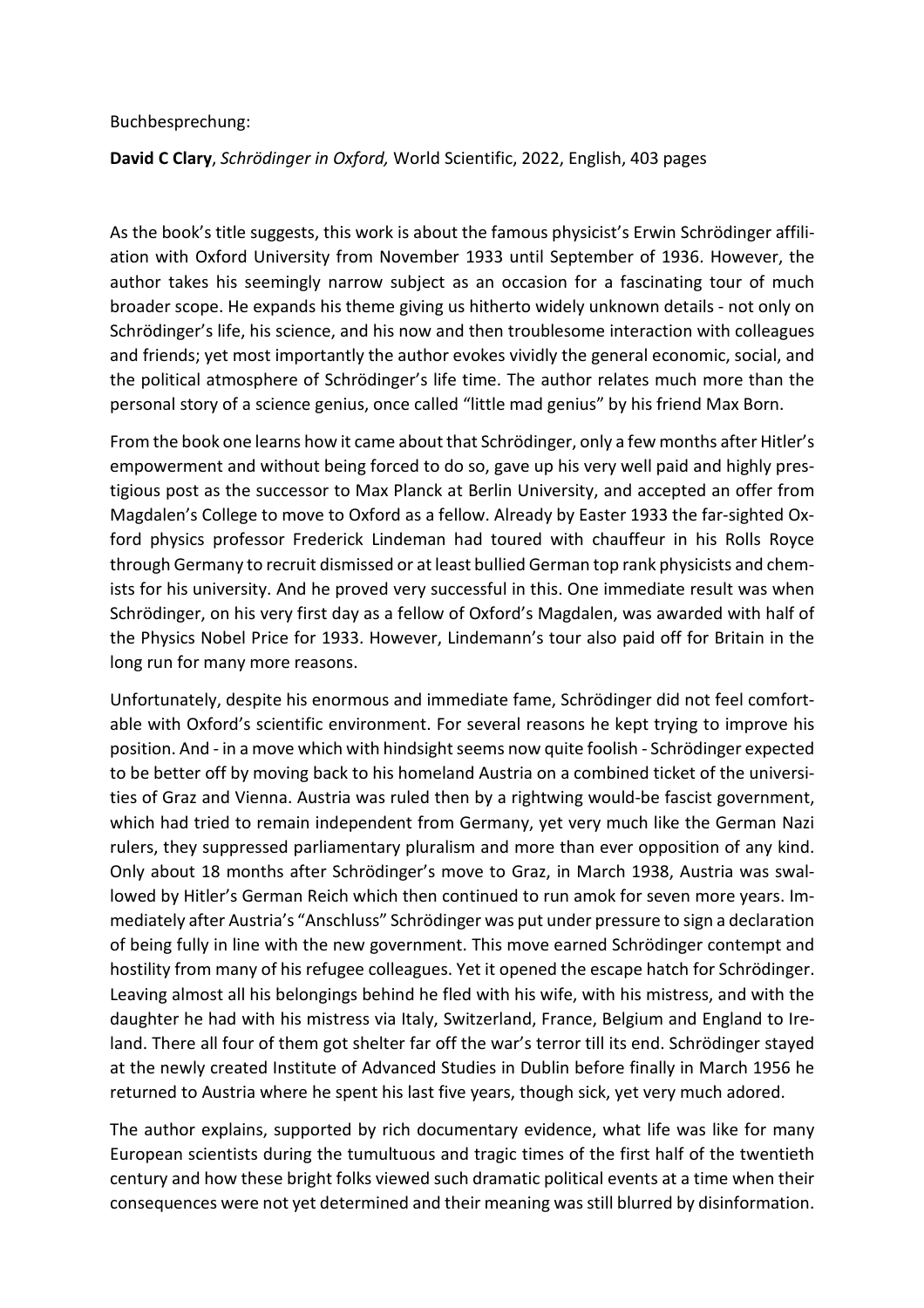Buchbesprechung:

**David C Clary**, *Schrödinger in Oxford,* World Scientific, 2022, English, 403 pages

As the book's title suggests, this work is about the famous physicist's Erwin Schrödinger affiliation with Oxford University from November 1933 until September of 1936. However, the author takes his seemingly narrow subject as an occasion for a fascinating tour of much broader scope. He expands his theme giving us hitherto widely unknown details - not only on Schrödinger's life, his science, and his now and then troublesome interaction with colleagues and friends; yet most importantly the author evokes vividly the general economic, social, and the political atmosphere of Schrödinger's life time. The author relates much more than the personal story of a science genius, once called "little mad genius" by his friend Max Born.

From the book one learns how it came about that Schrödinger, only a few months after Hitler's empowerment and without being forced to do so, gave up his very well paid and highly prestigious post as the successor to Max Planck at Berlin University, and accepted an offer from Magdalen's College to move to Oxford as a fellow. Already by Easter 1933 the far-sighted Oxford physics professor Frederick Lindeman had toured with chauffeur in his Rolls Royce through Germany to recruit dismissed or at least bullied German top rank physicists and chemists for his university. And he proved very successful in this. One immediate result was when Schrödinger, on his very first day as a fellow of Oxford's Magdalen, was awarded with half of the Physics Nobel Price for 1933. However, Lindemann's tour also paid off for Britain in the long run for many more reasons.

Unfortunately, despite his enormous and immediate fame, Schrödinger did not feel comfortable with Oxford's scientific environment. For several reasons he kept trying to improve his position. And - in a move which with hindsight seems now quite foolish - Schrödinger expected to be better off by moving back to his homeland Austria on a combined ticket of the universities of Graz and Vienna. Austria was ruled then by a rightwing would-be fascist government, which had tried to remain independent from Germany, yet very much like the German Nazi rulers, they suppressed parliamentary pluralism and more than ever opposition of any kind. Only about 18 months after Schrödinger's move to Graz, in March 1938, Austria was swallowed by Hitler's German Reich which then continued to run amok for seven more years. Immediately after Austria's "Anschluss" Schrödinger was put under pressure to sign a declaration of being fully in line with the new government. This move earned Schrödinger contempt and hostility from many of his refugee colleagues. Yet it opened the escape hatch for Schrödinger. Leaving almost all his belongings behind he fled with his wife, with his mistress, and with the daughter he had with his mistress via Italy, Switzerland, France, Belgium and England to Ireland. There all four of them got shelter far off the war's terror till its end. Schrödinger stayed at the newly created Institute of Advanced Studies in Dublin before finally in March 1956 he returned to Austria where he spent his last five years, though sick, yet very much adored.

The author explains, supported by rich documentary evidence, what life was like for many European scientists during the tumultuous and tragic times of the first half of the twentieth century and how these bright folks viewed such dramatic political events at a time when their consequences were not yet determined and their meaning was still blurred by disinformation.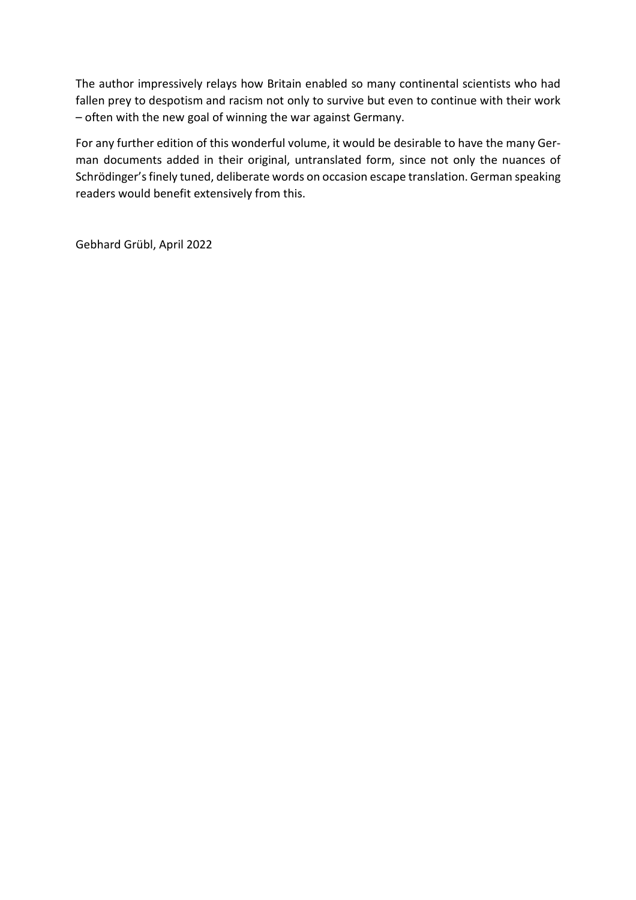The author impressively relays how Britain enabled so many continental scientists who had fallen prey to despotism and racism not only to survive but even to continue with their work – often with the new goal of winning the war against Germany.

For any further edition of this wonderful volume, it would be desirable to have the many German documents added in their original, untranslated form, since not only the nuances of Schrödinger's finely tuned, deliberate words on occasion escape translation. German speaking readers would benefit extensively from this.

Gebhard Grübl, April 2022